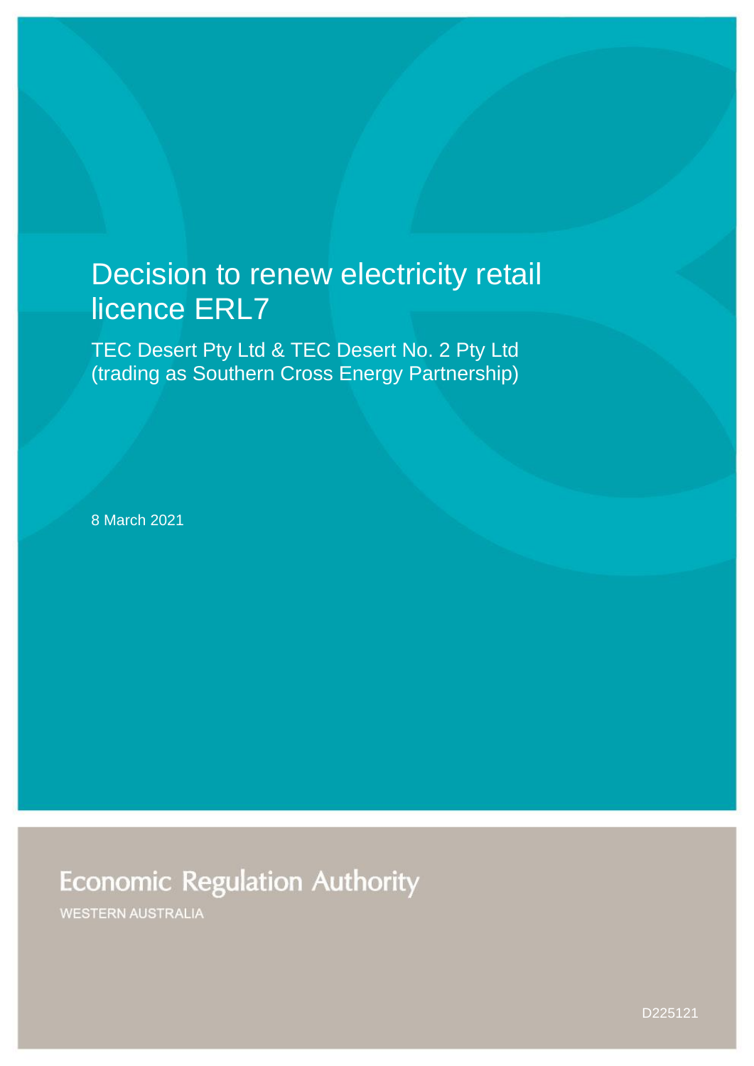# Decision to renew electricity retail licence ERL7

TEC Desert Pty Ltd & TEC Desert No. 2 Pty Ltd (trading as Southern Cross Energy Partnership)

8 March 2021

Economic Regulation Authority

WESTERN AUSTRALIA

D225121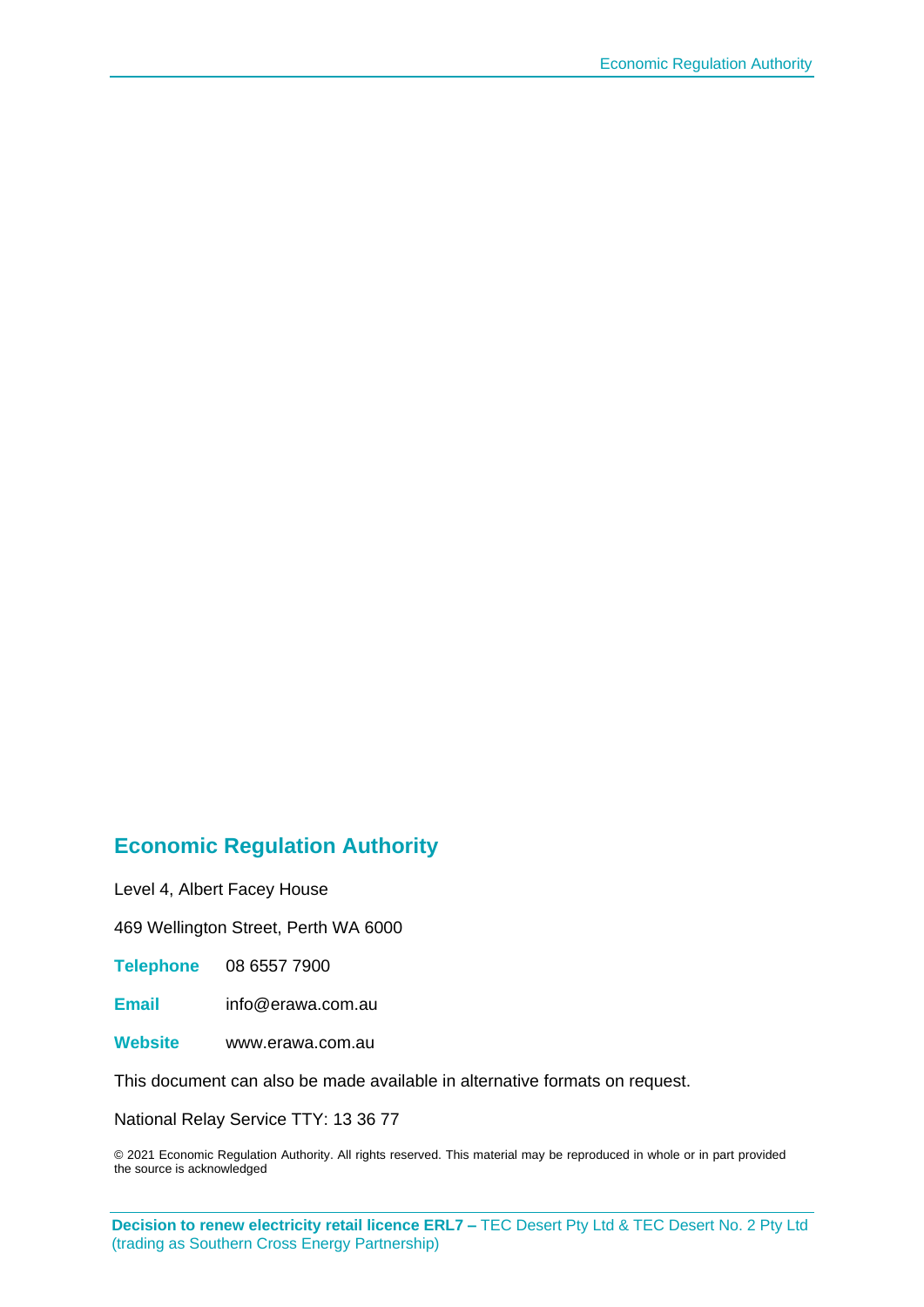## Economic Regulation Authority

Level 4, Albert Facey House

469 Wellington Street, Perth WA 6000

**Telephone** 08 6557 7900

**Email** info@erawa.com.au

**Website** www.erawa.com.au

This document can also be made available in alternative formats on request.

National Relay Service TTY: 13 36 77

© 2021 Economic Regulation Authority. All rights reserved. This material may be reproduced in whole or in part provided the source is acknowledged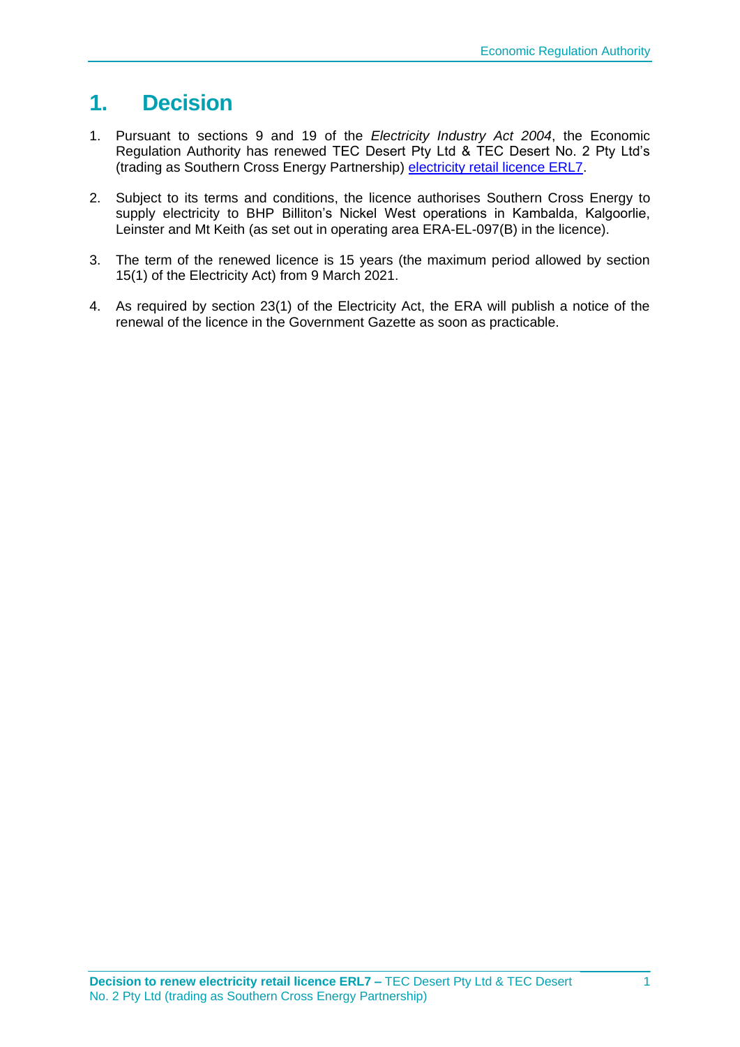# 1. Decision

1. Pursuant to sections 9 and 19 of the *Electricity Industry Act 2004*, the Economic Regulation Authority has renewed TEC Desert Pty Ltd & TEC Desert No. 2 Pty Ltd's (trading as Southern Cross Energy Partnership) electricity retail licence ERL7.

2. Subject to its terms and conditions, the licence authorises Southern Cross Energy to supply electricity to BHP Billiton's Nickel West operations in Kambalda, Kalgoorlie, Leinster and Mt Keith (as set out in operating area ERA-EL-097(B) in the licence).

3. The term of the renewed licence is 15 years (the maximum period allowed by section 15(1) of the Electricity Act) from 9 March 2021.

4. As required by section 23(1) of the Electricity Act, the ERA will publish a notice of the renewal of the licence in the Government Gazette as soon as practicable.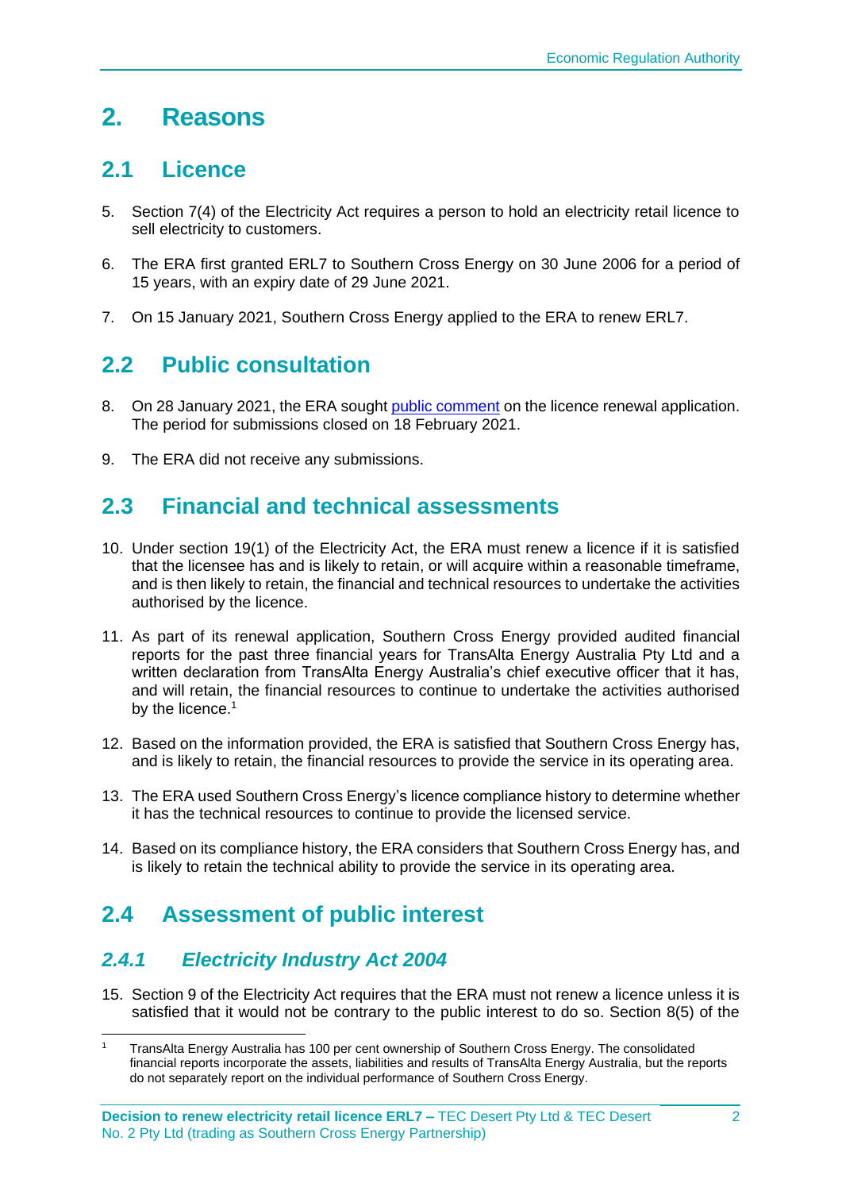# 2. Reasons

## 2.1 Licence

5. Section 7(4) of the Electricity Act requires a person to hold an electricity retail licence to sell electricity to customers.

6. The ERA first granted ERL7 to Southern Cross Energy on 30 June 2006 for a period of 15 years, with an expiry date of 29 June 2021.

7. On 15 January 2021, Southern Cross Energy applied to the ERA to renew ERL7.

## 2.2 Public consultation

8. On 28 January 2021, the ERA sought public comment on the licence renewal application. The period for submissions closed on 18 February 2021.

9. The ERA did not receive any submissions.

## 2.3 Financial and technical assessments

10. Under section 19(1) of the Electricity Act, the ERA must renew a licence if it is satisfied that the licensee has and is likely to retain, or will acquire within a reasonable timeframe, and is then likely to retain, the financial and technical resources to undertake the activities authorised by the licence.

11. As part of its renewal application, Southern Cross Energy provided audited financial reports for the past three financial years for TransAlta Energy Australia Pty Ltd and a written declaration from TransAlta Energy Australia's chief executive officer that it has, and will retain, the financial resources to continue to undertake the activities authorised by the licence.[1]

12. Based on the information provided, the ERA is satisfied that Southern Cross Energy has, and is likely to retain, the financial resources to provide the service in its operating area.

13. The ERA used Southern Cross Energy's licence compliance history to determine whether it has the technical resources to continue to provide the licensed service.

14. Based on its compliance history, the ERA considers that Southern Cross Energy has, and is likely to retain the technical ability to provide the service in its operating area.

## 2.4 Assessment of public interest

### *2.4.1 Electricity Industry Act 2004*

15. Section 9 of the Electricity Act requires that the ERA must not renew a licence unless it is satisfied that it would not be contrary to the public interest to do so. Section 8(5) of the

[1] TransAlta Energy Australia has 100 per cent ownership of Southern Cross Energy. The consolidated financial reports incorporate the assets, liabilities and results of TransAlta Energy Australia, but the reports do not separately report on the individual performance of Southern Cross Energy.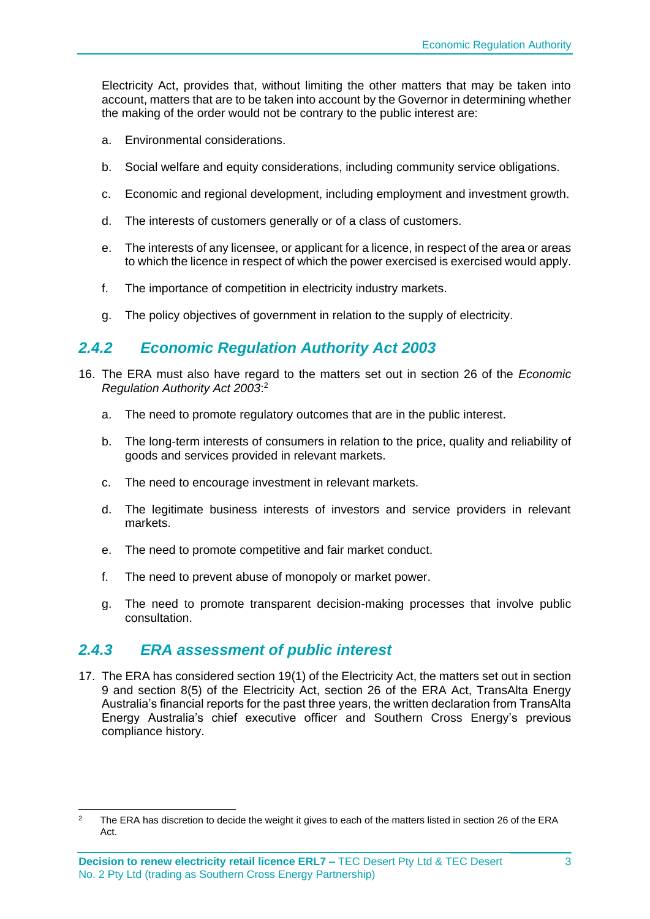Electricity Act, provides that, without limiting the other matters that may be taken into account, matters that are to be taken into account by the Governor in determining whether the making of the order would not be contrary to the public interest are:

a. Environmental considerations.

b. Social welfare and equity considerations, including community service obligations.

c. Economic and regional development, including employment and investment growth.

d. The interests of customers generally or of a class of customers.

e. The interests of any licensee, or applicant for a licence, in respect of the area or areas to which the licence in respect of which the power exercised is exercised would apply.

f. The importance of competition in electricity industry markets.

g. The policy objectives of government in relation to the supply of electricity.

### 2.4.2 Economic Regulation Authority Act 2003

16. The ERA must also have regard to the matters set out in section 26 of the *Economic Regulation Authority Act 2003*:[2]

    a. The need to promote regulatory outcomes that are in the public interest.

    b. The long-term interests of consumers in relation to the price, quality and reliability of goods and services provided in relevant markets.

    c. The need to encourage investment in relevant markets.

    d. The legitimate business interests of investors and service providers in relevant markets.

    e. The need to promote competitive and fair market conduct.

    f. The need to prevent abuse of monopoly or market power.

    g. The need to promote transparent decision-making processes that involve public consultation.

### 2.4.3 ERA assessment of public interest

17. The ERA has considered section 19(1) of the Electricity Act, the matters set out in section 9 and section 8(5) of the Electricity Act, section 26 of the ERA Act, TransAlta Energy Australia's financial reports for the past three years, the written declaration from TransAlta Energy Australia's chief executive officer and Southern Cross Energy's previous compliance history.

---

[2] The ERA has discretion to decide the weight it gives to each of the matters listed in section 26 of the ERA Act.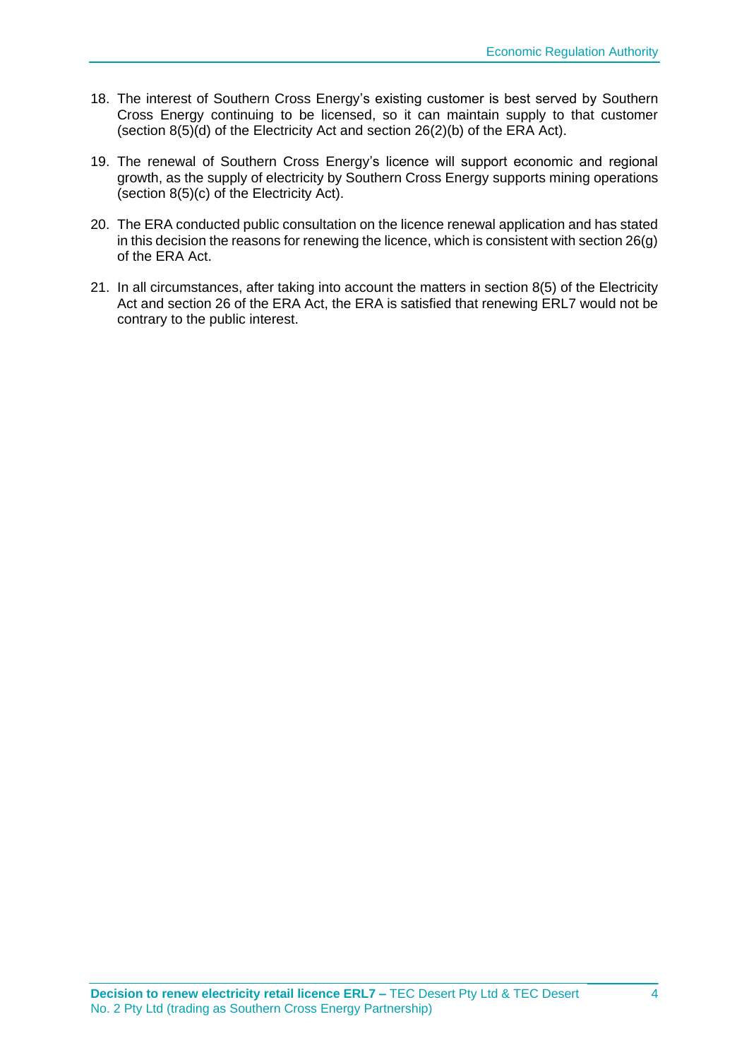18. The interest of Southern Cross Energy's existing customer is best served by Southern Cross Energy continuing to be licensed, so it can maintain supply to that customer (section 8(5)(d) of the Electricity Act and section 26(2)(b) of the ERA Act).

19. The renewal of Southern Cross Energy's licence will support economic and regional growth, as the supply of electricity by Southern Cross Energy supports mining operations (section 8(5)(c) of the Electricity Act).

20. The ERA conducted public consultation on the licence renewal application and has stated in this decision the reasons for renewing the licence, which is consistent with section 26(g) of the ERA Act.

21. In all circumstances, after taking into account the matters in section 8(5) of the Electricity Act and section 26 of the ERA Act, the ERA is satisfied that renewing ERL7 would not be contrary to the public interest.